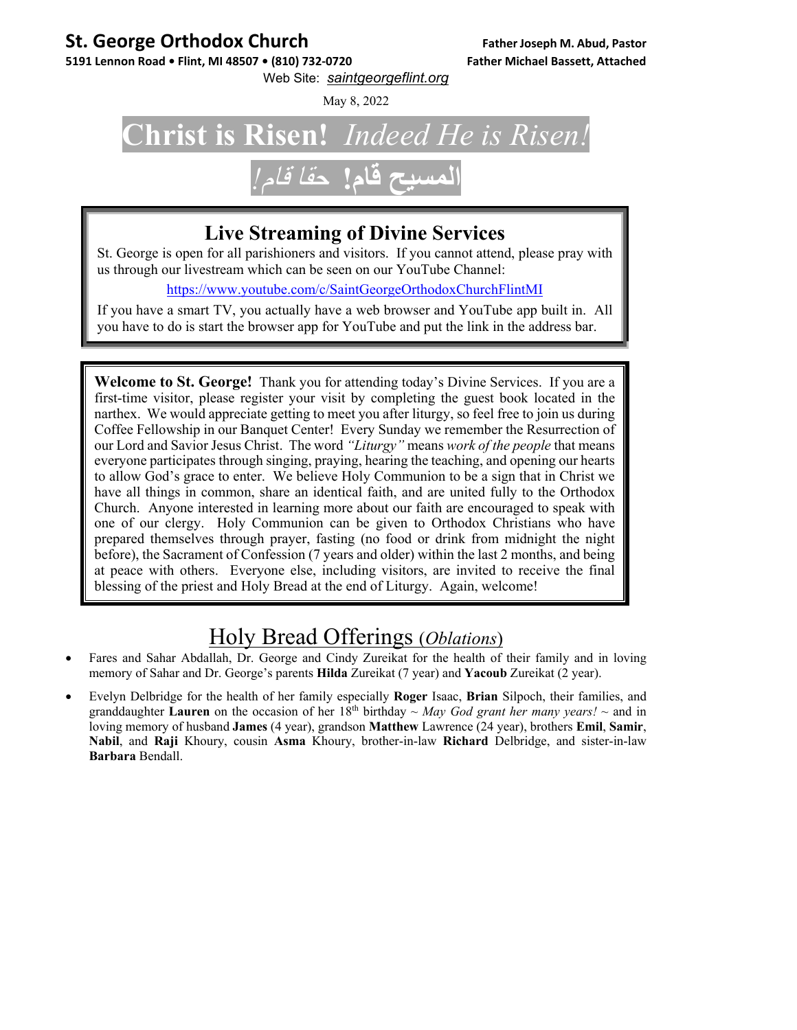**St. George Orthodox Church**
**5191 Lennon Road • Flint, MI 48507 • (810) 732-0720**

**Father Joseph M. Abud, Pastor**
**Father Michael Bassett, Attached**

Web Site: *saintgeorgeflint.org*

May 8, 2022

# Christ is Risen! *Indeed He is Risen!*

# المسيح قام! *حقا قام!*

## Live Streaming of Divine Services

St. George is open for all parishioners and visitors. If you cannot attend, please pray with us through our livestream which can be seen on our YouTube Channel:

https://www.youtube.com/c/SaintGeorgeOrthodoxChurchFlintMI

If you have a smart TV, you actually have a web browser and YouTube app built in. All you have to do is start the browser app for YouTube and put the link in the address bar.

**Welcome to St. George!** Thank you for attending today's Divine Services. If you are a first-time visitor, please register your visit by completing the guest book located in the narthex. We would appreciate getting to meet you after liturgy, so feel free to join us during Coffee Fellowship in our Banquet Center! Every Sunday we remember the Resurrection of our Lord and Savior Jesus Christ. The word *"Liturgy"* means *work of the people* that means everyone participates through singing, praying, hearing the teaching, and opening our hearts to allow God's grace to enter. We believe Holy Communion to be a sign that in Christ we have all things in common, share an identical faith, and are united fully to the Orthodox Church. Anyone interested in learning more about our faith are encouraged to speak with one of our clergy. Holy Communion can be given to Orthodox Christians who have prepared themselves through prayer, fasting (no food or drink from midnight the night before), the Sacrament of Confession (7 years and older) within the last 2 months, and being at peace with others. Everyone else, including visitors, are invited to receive the final blessing of the priest and Holy Bread at the end of Liturgy. Again, welcome!

## Holy Bread Offerings (*Oblations*)

- Fares and Sahar Abdallah, Dr. George and Cindy Zureikat for the health of their family and in loving memory of Sahar and Dr. George's parents **Hilda** Zureikat (7 year) and **Yacoub** Zureikat (2 year).
- Evelyn Delbridge for the health of her family especially **Roger** Isaac, **Brian** Silpoch, their families, and granddaughter **Lauren** on the occasion of her 18th birthday ~ *May God grant her many years!* ~ and in loving memory of husband **James** (4 year), grandson **Matthew** Lawrence (24 year), brothers **Emil**, **Samir**, **Nabil**, and **Raji** Khoury, cousin **Asma** Khoury, brother-in-law **Richard** Delbridge, and sister-in-law **Barbara** Bendall.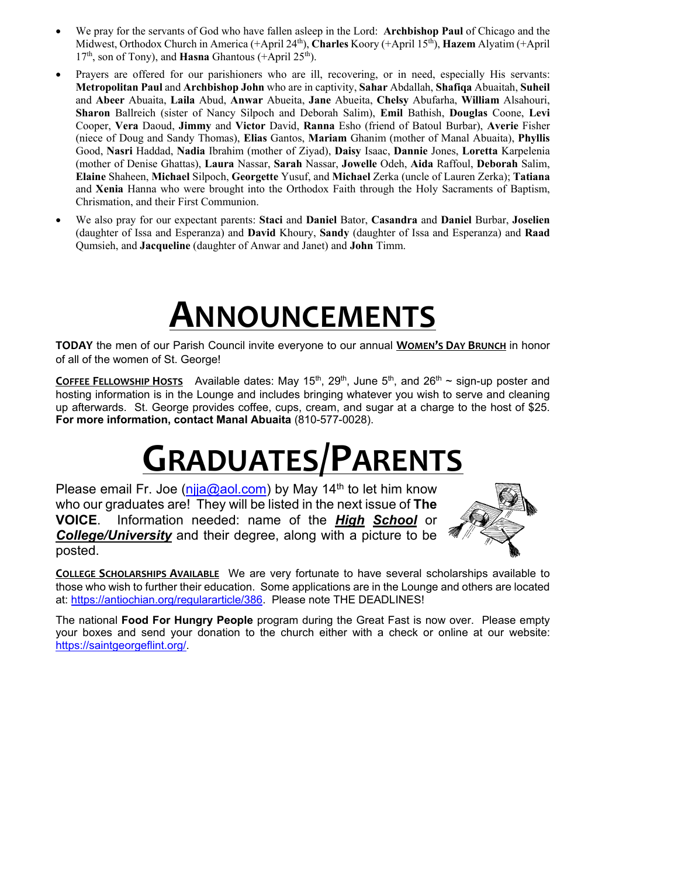- We pray for the servants of God who have fallen asleep in the Lord: **Archbishop Paul** of Chicago and the Midwest, Orthodox Church in America (+April 24th), **Charles** Koory (+April 15th), **Hazem** Alyatim (+April 17th, son of Tony), and **Hasna** Ghantous (+April 25th).
- Prayers are offered for our parishioners who are ill, recovering, or in need, especially His servants: **Metropolitan Paul** and **Archbishop John** who are in captivity, **Sahar** Abdallah, **Shafiqa** Abuaitah, **Suheil** and **Abeer** Abuaita, **Laila** Abud, **Anwar** Abueita, **Jane** Abueita, **Chelsy** Abufarha, **William** Alsahouri, **Sharon** Ballreich (sister of Nancy Silpoch and Deborah Salim), **Emil** Bathish, **Douglas** Coone, **Levi** Cooper, **Vera** Daoud, **Jimmy** and **Victor** David, **Ranna** Esho (friend of Batoul Burbar), **Averie** Fisher (niece of Doug and Sandy Thomas), **Elias** Gantos, **Mariam** Ghanim (mother of Manal Abuaita), **Phyllis** Good, **Nasri** Haddad, **Nadia** Ibrahim (mother of Ziyad), **Daisy** Isaac, **Dannie** Jones, **Loretta** Karpelenia (mother of Denise Ghattas), **Laura** Nassar, **Sarah** Nassar, **Jowelle** Odeh, **Aida** Raffoul, **Deborah** Salim, **Elaine** Shaheen, **Michael** Silpoch, **Georgette** Yusuf, and **Michael** Zerka (uncle of Lauren Zerka); **Tatiana** and **Xenia** Hanna who were brought into the Orthodox Faith through the Holy Sacraments of Baptism, Chrismation, and their First Communion.
- We also pray for our expectant parents: **Staci** and **Daniel** Bator, **Casandra** and **Daniel** Burbar, **Joselien** (daughter of Issa and Esperanza) and **David** Khoury, **Sandy** (daughter of Issa and Esperanza) and **Raad** Qumsieh, and **Jacqueline** (daughter of Anwar and Janet) and **John** Timm.

# ANNOUNCEMENTS

**TODAY** the men of our Parish Council invite everyone to our annual **WOMEN'S DAY BRUNCH** in honor of all of the women of St. George!

**COFFEE FELLOWSHIP HOSTS** Available dates: May 15th, 29th, June 5th, and 26th ~ sign-up poster and hosting information is in the Lounge and includes bringing whatever you wish to serve and cleaning up afterwards. St. George provides coffee, cups, cream, and sugar at a charge to the host of $25. **For more information, contact Manal Abuaita** (810-577-0028).

# GRADUATES/PARENTS

Please email Fr. Joe (njja@aol.com) by May 14th to let him know who our graduates are! They will be listed in the next issue of **The VOICE**. Information needed: name of the ***High School*** or ***College/University*** and their degree, along with a picture to be posted.

**COLLEGE SCHOLARSHIPS AVAILABLE** We are very fortunate to have several scholarships available to those who wish to further their education. Some applications are in the Lounge and others are located at: https://antiochian.org/regulararticle/386. Please note THE DEADLINES!

The national **Food For Hungry People** program during the Great Fast is now over. Please empty your boxes and send your donation to the church either with a check or online at our website: https://saintgeorgeflint.org/.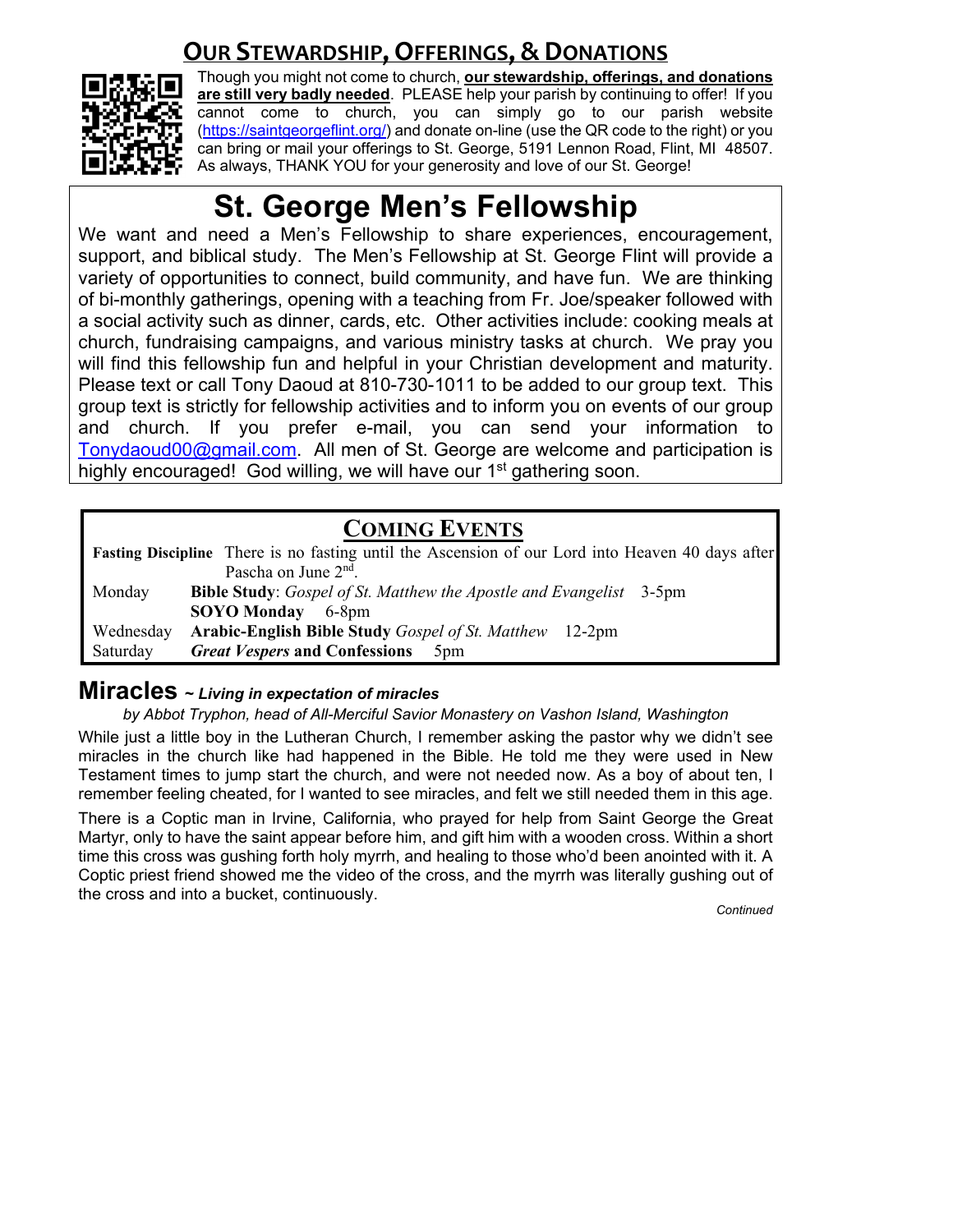## Our Stewardship, Offerings, & Donations

Though you might not come to church, **our stewardship, offerings, and donations are still very badly needed**. PLEASE help your parish by continuing to offer! If you cannot come to church, you can simply go to our parish website (https://saintgeorgeflint.org/) and donate on-line (use the QR code to the right) or you can bring or mail your offerings to St. George, 5191 Lennon Road, Flint, MI 48507. As always, THANK YOU for your generosity and love of our St. George!

# St. George Men's Fellowship

We want and need a Men's Fellowship to share experiences, encouragement, support, and biblical study. The Men's Fellowship at St. George Flint will provide a variety of opportunities to connect, build community, and have fun. We are thinking of bi-monthly gatherings, opening with a teaching from Fr. Joe/speaker followed with a social activity such as dinner, cards, etc. Other activities include: cooking meals at church, fundraising campaigns, and various ministry tasks at church. We pray you will find this fellowship fun and helpful in your Christian development and maturity. Please text or call Tony Daoud at 810-730-1011 to be added to our group text. This group text is strictly for fellowship activities and to inform you on events of our group and church. If you prefer e-mail, you can send your information to Tonydaoud00@gmail.com. All men of St. George are welcome and participation is highly encouraged! God willing, we will have our 1st gathering soon.

## Coming Events

**Fasting Discipline** There is no fasting until the Ascension of our Lord into Heaven 40 days after Pascha on June 2nd.

| | |
|---|---|
| Monday | **Bible Study**: *Gospel of St. Matthew the Apostle and Evangelist* 3-5pm |
| | **SOYO Monday** 6-8pm |
| Wednesday | **Arabic-English Bible Study** *Gospel of St. Matthew* 12-2pm |
| Saturday | ***Great Vespers*** **and Confessions** 5pm |

## Miracles *~ Living in expectation of miracles*

*by Abbot Tryphon, head of All-Merciful Savior Monastery on Vashon Island, Washington*

While just a little boy in the Lutheran Church, I remember asking the pastor why we didn't see miracles in the church like had happened in the Bible. He told me they were used in New Testament times to jump start the church, and were not needed now. As a boy of about ten, I remember feeling cheated, for I wanted to see miracles, and felt we still needed them in this age.

There is a Coptic man in Irvine, California, who prayed for help from Saint George the Great Martyr, only to have the saint appear before him, and gift him with a wooden cross. Within a short time this cross was gushing forth holy myrrh, and healing to those who'd been anointed with it. A Coptic priest friend showed me the video of the cross, and the myrrh was literally gushing out of the cross and into a bucket, continuously.

*Continued*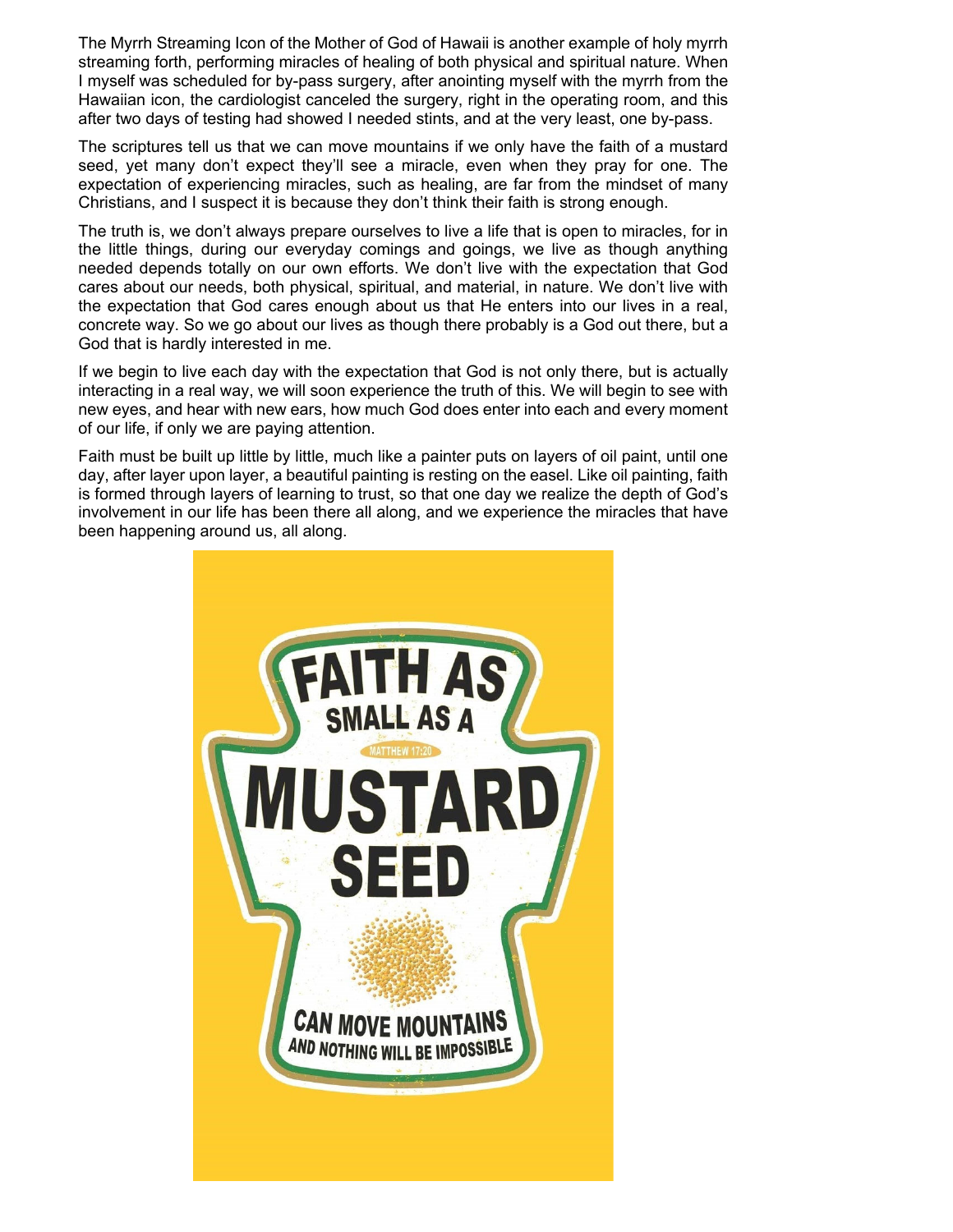The Myrrh Streaming Icon of the Mother of God of Hawaii is another example of holy myrrh streaming forth, performing miracles of healing of both physical and spiritual nature. When I myself was scheduled for by-pass surgery, after anointing myself with the myrrh from the Hawaiian icon, the cardiologist canceled the surgery, right in the operating room, and this after two days of testing had showed I needed stints, and at the very least, one by-pass.

The scriptures tell us that we can move mountains if we only have the faith of a mustard seed, yet many don't expect they'll see a miracle, even when they pray for one. The expectation of experiencing miracles, such as healing, are far from the mindset of many Christians, and I suspect it is because they don't think their faith is strong enough.

The truth is, we don't always prepare ourselves to live a life that is open to miracles, for in the little things, during our everyday comings and goings, we live as though anything needed depends totally on our own efforts. We don't live with the expectation that God cares about our needs, both physical, spiritual, and material, in nature. We don't live with the expectation that God cares enough about us that He enters into our lives in a real, concrete way. So we go about our lives as though there probably is a God out there, but a God that is hardly interested in me.

If we begin to live each day with the expectation that God is not only there, but is actually interacting in a real way, we will soon experience the truth of this. We will begin to see with new eyes, and hear with new ears, how much God does enter into each and every moment of our life, if only we are paying attention.

Faith must be built up little by little, much like a painter puts on layers of oil paint, until one day, after layer upon layer, a beautiful painting is resting on the easel. Like oil painting, faith is formed through layers of learning to trust, so that one day we realize the depth of God's involvement in our life has been there all along, and we experience the miracles that have been happening around us, all along.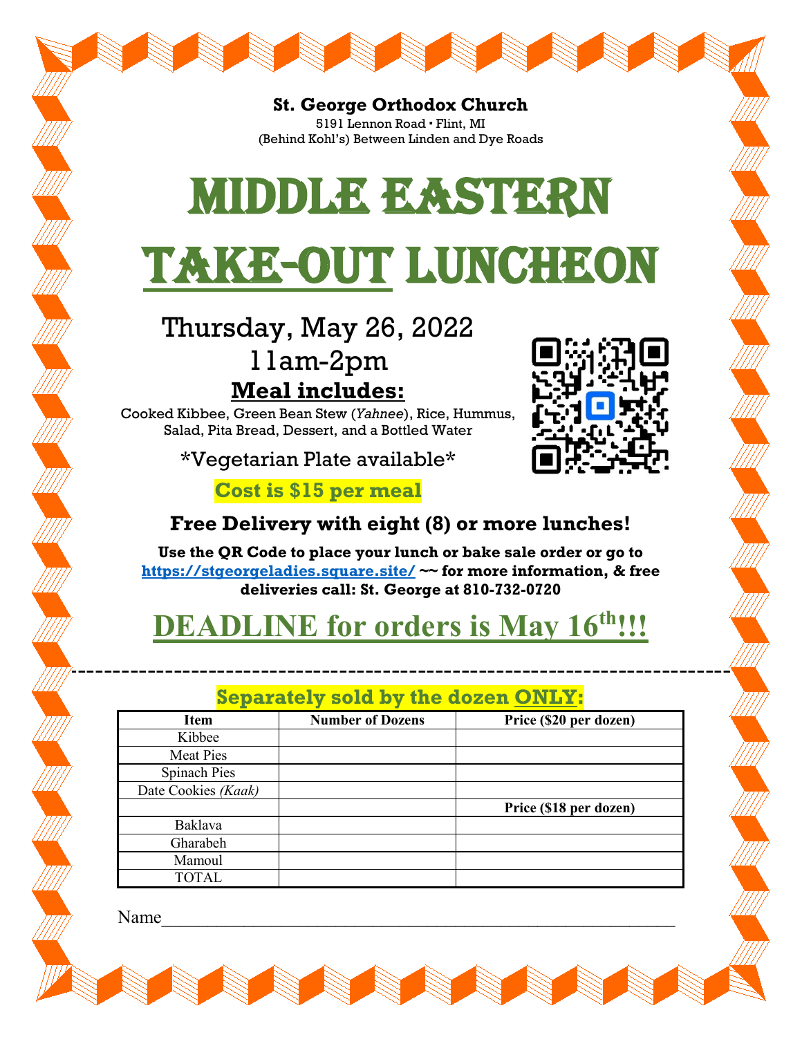**St. George Orthodox Church**

5191 Lennon Road • Flint, MI

(Behind Kohl's) Between Linden and Dye Roads

# MIDDLE EASTERN TAKE-OUT LUNCHEON

## Thursday, May 26, 2022

## 11am-2pm

**Meal includes:**

Cooked Kibbee, Green Bean Stew (*Yahnee*), Rice, Hummus, Salad, Pita Bread, Dessert, and a Bottled Water

*Vegetarian Plate available*

**Cost is $15 per meal**

**Free Delivery with eight (8) or more lunches!**

**Use the QR Code to place your lunch or bake sale order or go to https://stgeorgeladies.square.site/ ~~ for more information, & free deliveries call: St. George at 810-732-0720**

## DEADLINE for orders is May 16th!!!

---

**Separately sold by the dozen ONLY:**

| Item | Number of Dozens | Price ($20 per dozen) |
|---|---|---|
| Kibbee | | |
| Meat Pies | | |
| Spinach Pies | | |
| Date Cookies *(Kaak)* | | |
| | | **Price ($18 per dozen)** |
| Baklava | | |
| Gharabeh | | |
| Mamoul | | |
| TOTAL | | |

Name_______________________________________________________